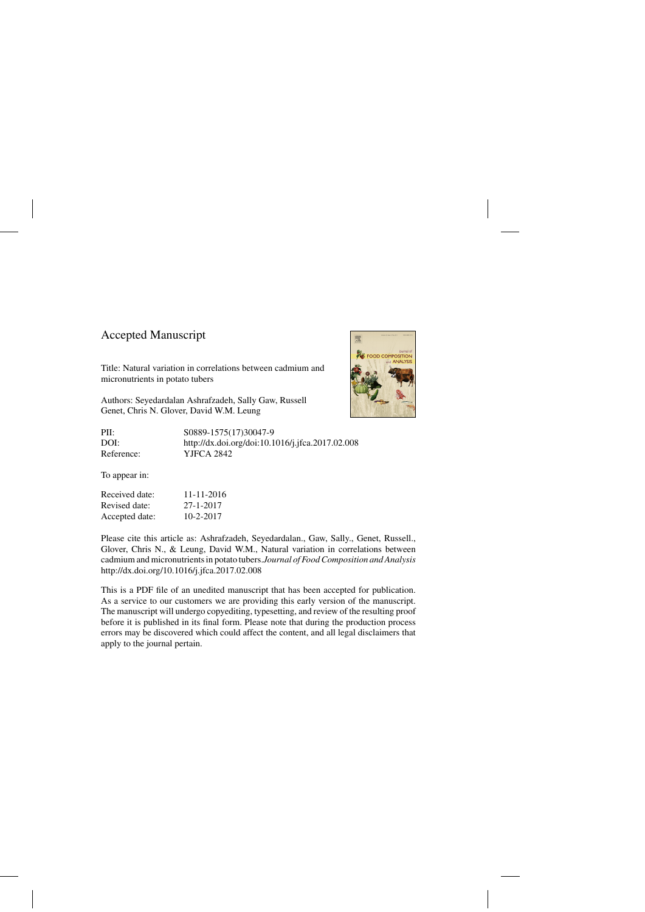Accepted Manuscript

Title: Natural variation in correlations between cadmium and micronutrients in potato tubers

Authors: Seyedardalan Ashrafzadeh, Sally Gaw, Russell Genet, Chris N. Glover, David W.M. Leung

| | |
|---|---|
| PII: | S0889-1575(17)30047-9 |
| DOI: | http://dx.doi.org/doi:10.1016/j.jfca.2017.02.008 |
| Reference: | YJFCA 2842 |

To appear in:

| | |
|---|---|
| Received date: | 11-11-2016 |
| Revised date: | 27-1-2017 |
| Accepted date: | 10-2-2017 |

Please cite this article as: Ashrafzadeh, Seyedardalan., Gaw, Sally., Genet, Russell., Glover, Chris N., & Leung, David W.M., Natural variation in correlations between cadmium and micronutrients in potato tubers.*Journal of Food Composition and Analysis* http://dx.doi.org/10.1016/j.jfca.2017.02.008

This is a PDF file of an unedited manuscript that has been accepted for publication. As a service to our customers we are providing this early version of the manuscript. The manuscript will undergo copyediting, typesetting, and review of the resulting proof before it is published in its final form. Please note that during the production process errors may be discovered which could affect the content, and all legal disclaimers that apply to the journal pertain.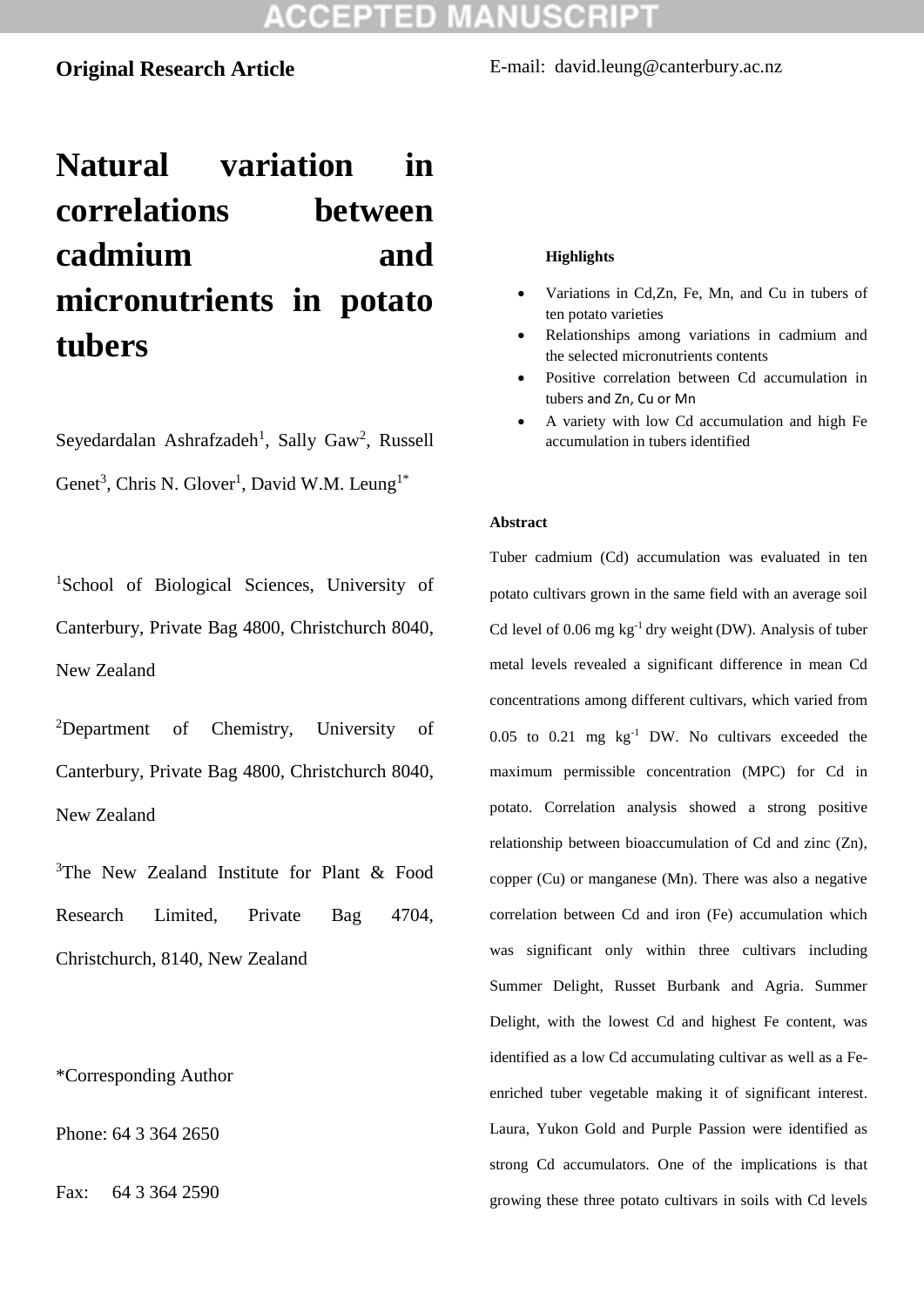**Original Research Article**

# Natural variation in correlations between cadmium and micronutrients in potato tubers

Seyedardalan Ashrafzadeh[1], Sally Gaw[2], Russell Genet[3], Chris N. Glover[1], David W.M. Leung[1*]

[1]School of Biological Sciences, University of Canterbury, Private Bag 4800, Christchurch 8040, New Zealand

[2]Department of Chemistry, University of Canterbury, Private Bag 4800, Christchurch 8040, New Zealand

[3]The New Zealand Institute for Plant & Food Research Limited, Private Bag 4704, Christchurch, 8140, New Zealand

*Corresponding Author

Phone: 64 3 364 2650

Fax: 64 3 364 2590

E-mail: david.leung@canterbury.ac.nz

**Highlights**

- Variations in Cd,Zn, Fe, Mn, and Cu in tubers of ten potato varieties
- Relationships among variations in cadmium and the selected micronutrients contents
- Positive correlation between Cd accumulation in tubers and Zn, Cu or Mn
- A variety with low Cd accumulation and high Fe accumulation in tubers identified

**Abstract**

Tuber cadmium (Cd) accumulation was evaluated in ten potato cultivars grown in the same field with an average soil Cd level of 0.06 mg kg$^{-1}$ dry weight (DW). Analysis of tuber metal levels revealed a significant difference in mean Cd concentrations among different cultivars, which varied from 0.05 to 0.21 mg kg$^{-1}$ DW. No cultivars exceeded the maximum permissible concentration (MPC) for Cd in potato. Correlation analysis showed a strong positive relationship between bioaccumulation of Cd and zinc (Zn), copper (Cu) or manganese (Mn). There was also a negative correlation between Cd and iron (Fe) accumulation which was significant only within three cultivars including Summer Delight, Russet Burbank and Agria. Summer Delight, with the lowest Cd and highest Fe content, was identified as a low Cd accumulating cultivar as well as a Fe-enriched tuber vegetable making it of significant interest. Laura, Yukon Gold and Purple Passion were identified as strong Cd accumulators. One of the implications is that growing these three potato cultivars in soils with Cd levels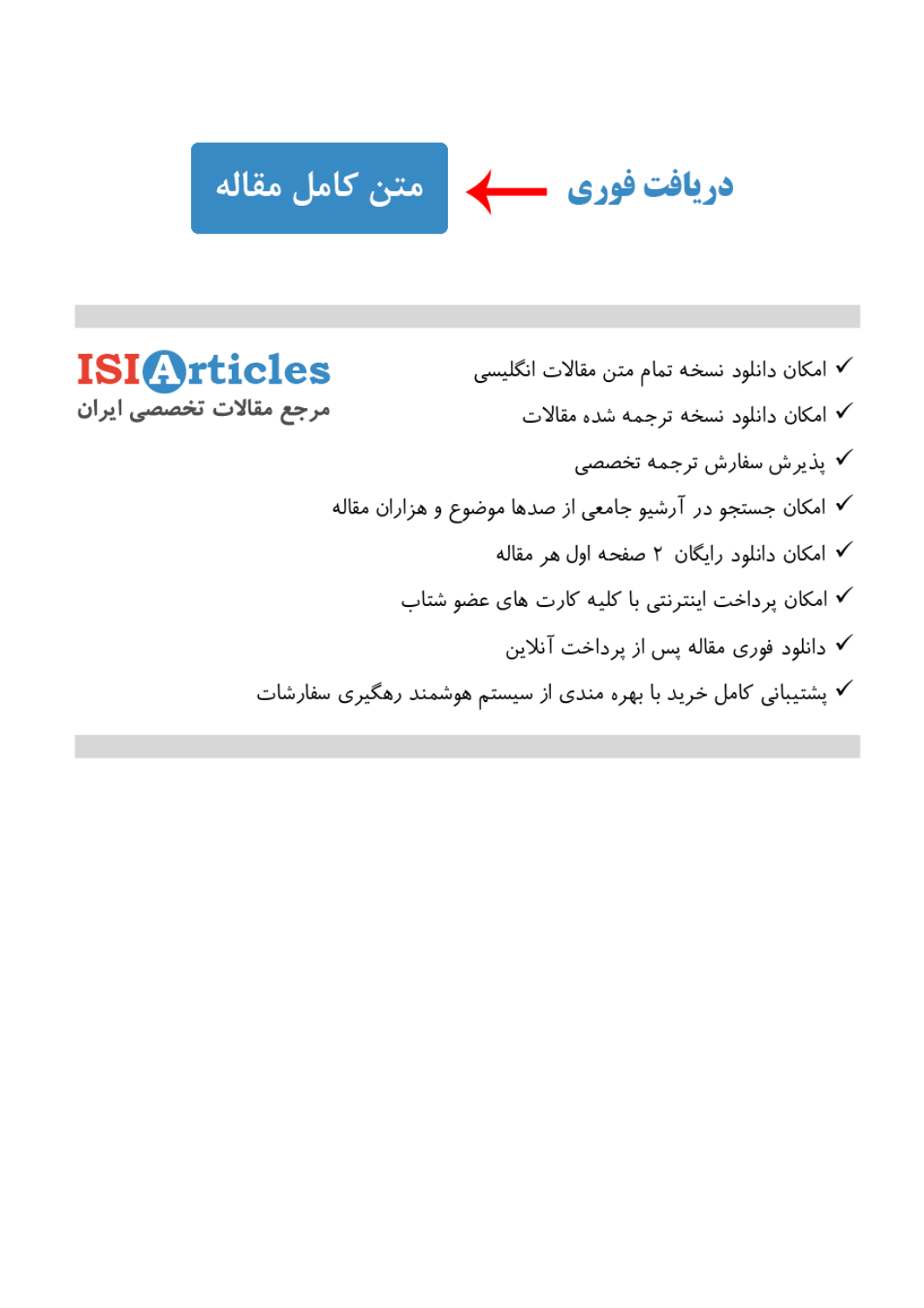دریافت فوری ← متن کامل مقاله

**ISIArticles**
مرجع مقالات تخصصی ایران

- ✓ امکان دانلود نسخه تمام متن مقالات انگلیسی
- ✓ امکان دانلود نسخه ترجمه شده مقالات
- ✓ پذیرش سفارش ترجمه تخصصی
- ✓ امکان جستجو در آرشیو جامعی از صدها موضوع و هزاران مقاله
- ✓ امکان دانلود رایگان ۲ صفحه اول هر مقاله
- ✓ امکان پرداخت اینترنتی با کلیه کارت های عضو شتاب
- ✓ دانلود فوری مقاله پس از پرداخت آنلاین
- ✓ پشتیبانی کامل خرید با بهره مندی از سیستم هوشمند رهگیری سفارشات